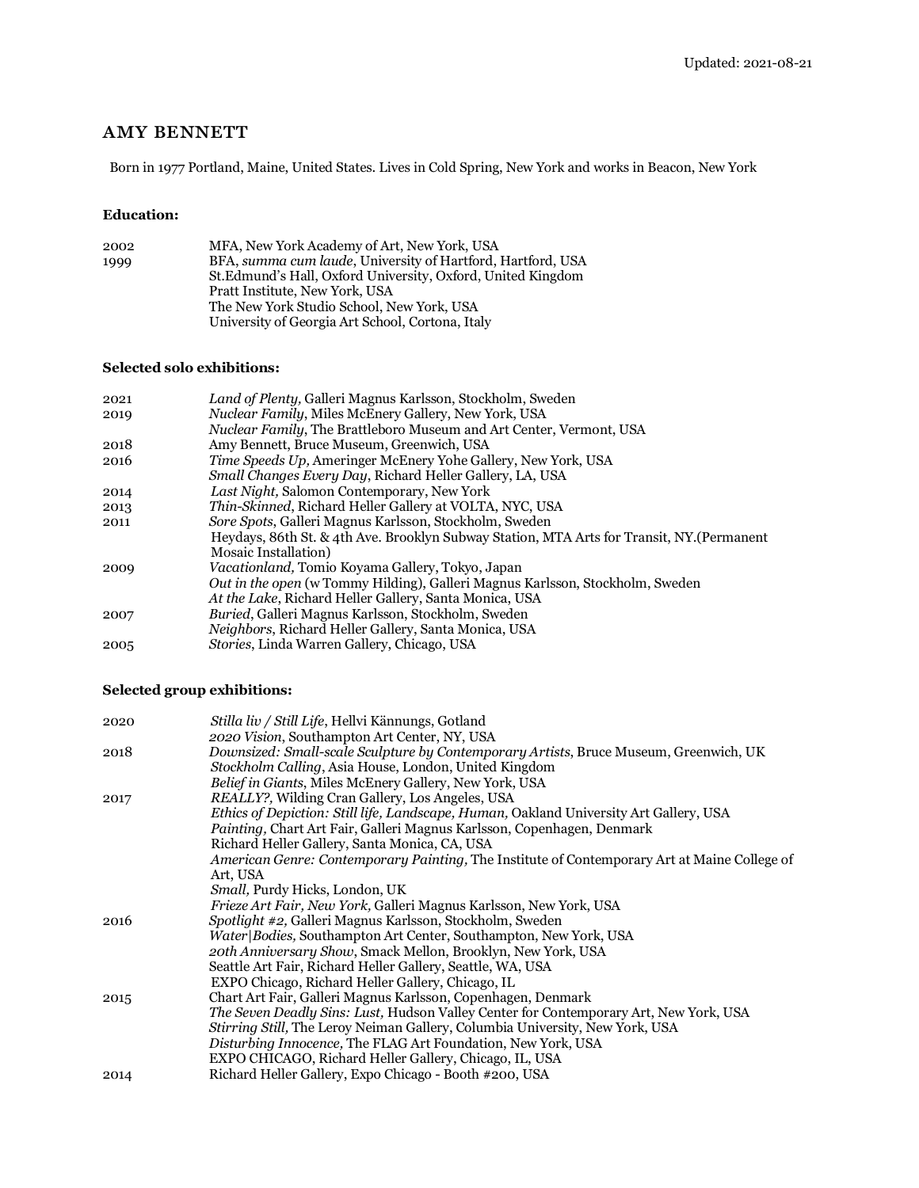Updated: 2021-08-21

# AMY BENNETT

Born in 1977 Portland, Maine, United States. Lives in Cold Spring, New York and works in Beacon, New York

**Education:**

| | |
|---|---|
| 2002 | MFA, New York Academy of Art, New York, USA |
| 1999 | BFA, *summa cum laude*, University of Hartford, Hartford, USA |
| | St.Edmund's Hall, Oxford University, Oxford, United Kingdom |
| | Pratt Institute, New York, USA |
| | The New York Studio School, New York, USA |
| | University of Georgia Art School, Cortona, Italy |

**Selected solo exhibitions:**

| | |
|---|---|
| 2021 | *Land of Plenty,* Galleri Magnus Karlsson, Stockholm, Sweden |
| 2019 | *Nuclear Family*, Miles McEnery Gallery, New York, USA |
| | *Nuclear Family*, The Brattleboro Museum and Art Center, Vermont, USA |
| 2018 | Amy Bennett, Bruce Museum, Greenwich, USA |
| 2016 | *Time Speeds Up,* Ameringer McEnery Yohe Gallery, New York, USA |
| | *Small Changes Every Day*, Richard Heller Gallery, LA, USA |
| 2014 | *Last Night,* Salomon Contemporary, New York |
| 2013 | *Thin-Skinned*, Richard Heller Gallery at VOLTA, NYC, USA |
| 2011 | *Sore Spots*, Galleri Magnus Karlsson, Stockholm, Sweden |
| | Heydays, 86th St. & 4th Ave. Brooklyn Subway Station, MTA Arts for Transit, NY.(Permanent Mosaic Installation) |
| 2009 | *Vacationland,* Tomio Koyama Gallery, Tokyo, Japan |
| | *Out in the open* (w Tommy Hilding), Galleri Magnus Karlsson, Stockholm, Sweden |
| | *At the Lake*, Richard Heller Gallery, Santa Monica, USA |
| 2007 | *Buried*, Galleri Magnus Karlsson, Stockholm, Sweden |
| | *Neighbors*, Richard Heller Gallery, Santa Monica, USA |
| 2005 | *Stories*, Linda Warren Gallery, Chicago, USA |

**Selected group exhibitions:**

| | |
|---|---|
| 2020 | *Stilla liv / Still Life*, Hellvi Kännungs, Gotland |
| | *2020 Vision*, Southampton Art Center, NY, USA |
| 2018 | *Downsized: Small-scale Sculpture by Contemporary Artists*, Bruce Museum, Greenwich, UK |
| | *Stockholm Calling*, Asia House, London, United Kingdom |
| | *Belief in Giants*, Miles McEnery Gallery, New York, USA |
| 2017 | *REALLY?,* Wilding Cran Gallery, Los Angeles, USA |
| | *Ethics of Depiction: Still life, Landscape, Human,* Oakland University Art Gallery, USA |
| | *Painting*, Chart Art Fair, Galleri Magnus Karlsson, Copenhagen, Denmark |
| | Richard Heller Gallery, Santa Monica, CA, USA |
| | *American Genre: Contemporary Painting,* The Institute of Contemporary Art at Maine College of Art, USA |
| | *Small,* Purdy Hicks, London, UK |
| | *Frieze Art Fair, New York,* Galleri Magnus Karlsson, New York, USA |
| 2016 | *Spotlight #2,* Galleri Magnus Karlsson, Stockholm, Sweden |
| | *Water\|Bodies,* Southampton Art Center, Southampton, New York, USA |
| | *20th Anniversary Show*, Smack Mellon, Brooklyn, New York, USA |
| | Seattle Art Fair, Richard Heller Gallery, Seattle, WA, USA |
| | EXPO Chicago, Richard Heller Gallery, Chicago, IL |
| 2015 | Chart Art Fair, Galleri Magnus Karlsson, Copenhagen, Denmark |
| | *The Seven Deadly Sins: Lust,* Hudson Valley Center for Contemporary Art, New York, USA |
| | *Stirring Still,* The Leroy Neiman Gallery, Columbia University, New York, USA |
| | *Disturbing Innocence,* The FLAG Art Foundation, New York, USA |
| | EXPO CHICAGO, Richard Heller Gallery, Chicago, IL, USA |
| 2014 | Richard Heller Gallery, Expo Chicago - Booth #200, USA |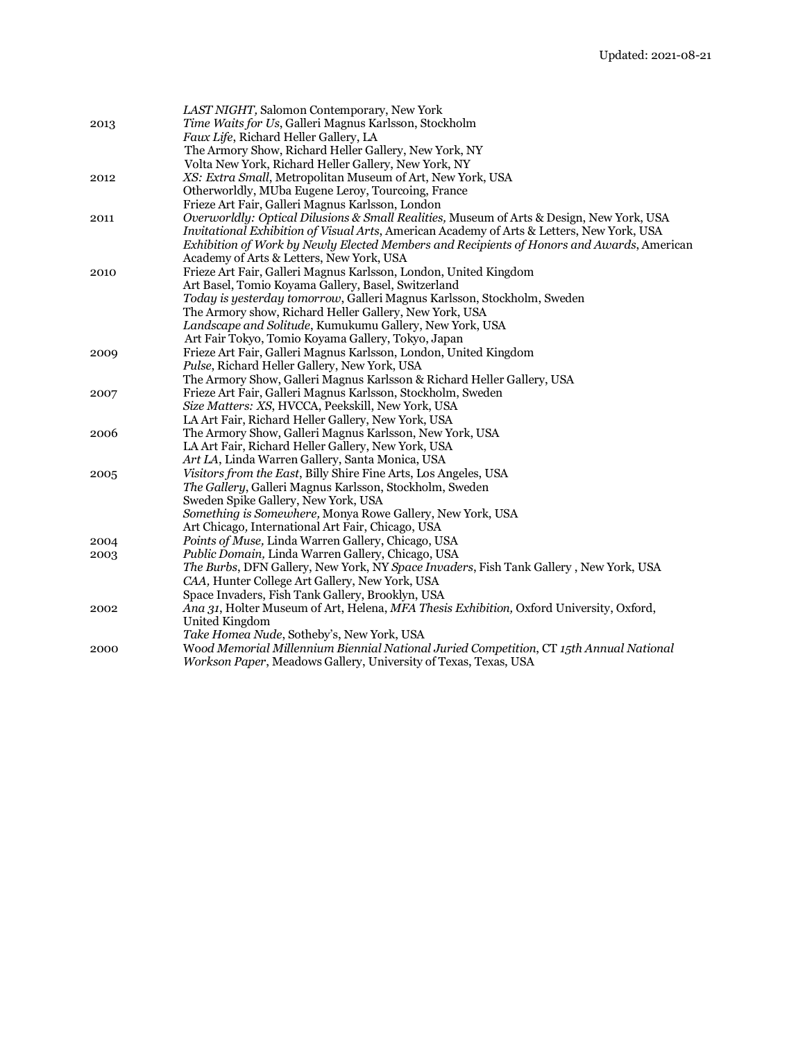|  |  |
|---|---|
|  | *LAST NIGHT,* Salomon Contemporary, New York |
| 2013 | *Time Waits for Us*, Galleri Magnus Karlsson, Stockholm |
|  | *Faux Life*, Richard Heller Gallery, LA |
|  | The Armory Show, Richard Heller Gallery, New York, NY |
|  | Volta New York, Richard Heller Gallery, New York, NY |
| 2012 | *XS: Extra Small*, Metropolitan Museum of Art, New York, USA |
|  | Otherworldly, MUba Eugene Leroy, Tourcoing, France |
|  | Frieze Art Fair, Galleri Magnus Karlsson, London |
| 2011 | *Overworldly: Optical Dilusions & Small Realities,* Museum of Arts & Design, New York, USA |
|  | *Invitational Exhibition of Visual Arts*, American Academy of Arts & Letters, New York, USA |
|  | *Exhibition of Work by Newly Elected Members and Recipients of Honors and Awards*, American Academy of Arts & Letters, New York, USA |
| 2010 | Frieze Art Fair, Galleri Magnus Karlsson, London, United Kingdom |
|  | Art Basel, Tomio Koyama Gallery, Basel, Switzerland |
|  | *Today is yesterday tomorrow*, Galleri Magnus Karlsson, Stockholm, Sweden |
|  | The Armory show, Richard Heller Gallery, New York, USA |
|  | *Landscape and Solitude,* Kumukumu Gallery, New York, USA |
|  | Art Fair Tokyo, Tomio Koyama Gallery, Tokyo, Japan |
| 2009 | Frieze Art Fair, Galleri Magnus Karlsson, London, United Kingdom |
|  | *Pulse*, Richard Heller Gallery, New York, USA |
|  | The Armory Show, Galleri Magnus Karlsson & Richard Heller Gallery, USA |
| 2007 | Frieze Art Fair, Galleri Magnus Karlsson, Stockholm, Sweden |
|  | *Size Matters: XS*, HVCCA, Peekskill, New York, USA |
|  | LA Art Fair, Richard Heller Gallery, New York, USA |
| 2006 | The Armory Show, Galleri Magnus Karlsson, New York, USA |
|  | LA Art Fair, Richard Heller Gallery, New York, USA |
|  | *Art LA*, Linda Warren Gallery, Santa Monica, USA |
| 2005 | *Visitors from the East*, Billy Shire Fine Arts, Los Angeles, USA |
|  | *The Gallery*, Galleri Magnus Karlsson, Stockholm, Sweden |
|  | Sweden Spike Gallery, New York, USA |
|  | *Something is Somewhere,* Monya Rowe Gallery, New York, USA |
|  | Art Chicago*,* International Art Fair, Chicago, USA |
| 2004 | *Points of Muse,* Linda Warren Gallery, Chicago, USA |
| 2003 | *Public Domain,* Linda Warren Gallery, Chicago, USA |
|  | *The Burbs*, DFN Gallery, New York, NY *Space Invaders*, Fish Tank Gallery , New York, USA |
|  | *CAA,* Hunter College Art Gallery, New York, USA |
|  | Space Invaders, Fish Tank Gallery, Brooklyn, USA |
| 2002 | *Ana 31*, Holter Museum of Art, Helena, *MFA Thesis Exhibition,* Oxford University, Oxford, United Kingdom |
|  | *Take Homea Nude*, Sotheby's, New York, USA |
| 2000 | Wo*od Memorial Millennium Biennial National Juried Competition*, CT *15th Annual National Workson Paper*, Meadows Gallery, University of Texas, Texas, USA |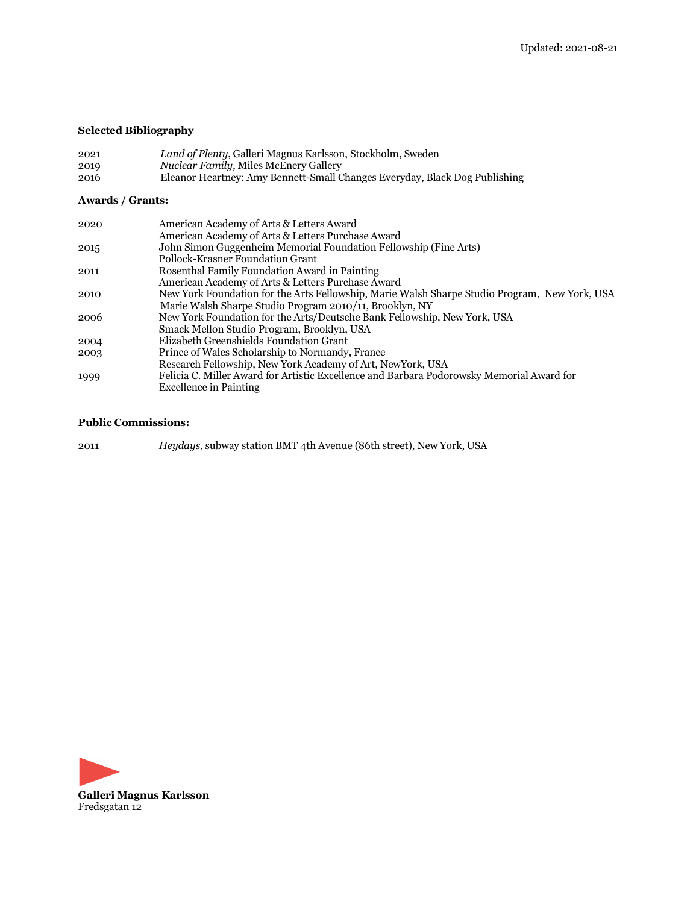Updated: 2021-08-21

**Selected Bibliography**

2021 *Land of Plenty*, Galleri Magnus Karlsson, Stockholm, Sweden
2019 *Nuclear Family*, Miles McEnery Gallery
2016 Eleanor Heartney: Amy Bennett-Small Changes Everyday, Black Dog Publishing

**Awards / Grants:**

2020 American Academy of Arts & Letters Award
American Academy of Arts & Letters Purchase Award
2015 John Simon Guggenheim Memorial Foundation Fellowship (Fine Arts)
Pollock-Krasner Foundation Grant
2011 Rosenthal Family Foundation Award in Painting
American Academy of Arts & Letters Purchase Award
2010 New York Foundation for the Arts Fellowship, Marie Walsh Sharpe Studio Program, New York, USA
Marie Walsh Sharpe Studio Program 2010/11, Brooklyn, NY
2006 New York Foundation for the Arts/Deutsche Bank Fellowship, New York, USA
Smack Mellon Studio Program, Brooklyn, USA
2004 Elizabeth Greenshields Foundation Grant
2003 Prince of Wales Scholarship to Normandy, France
Research Fellowship, New York Academy of Art, NewYork, USA
1999 Felicia C. Miller Award for Artistic Excellence and Barbara Podorowsky Memorial Award for Excellence in Painting

**Public Commissions:**

2011 *Heydays*, subway station BMT 4th Avenue (86th street), New York, USA

**Galleri Magnus Karlsson**
Fredsgatan 12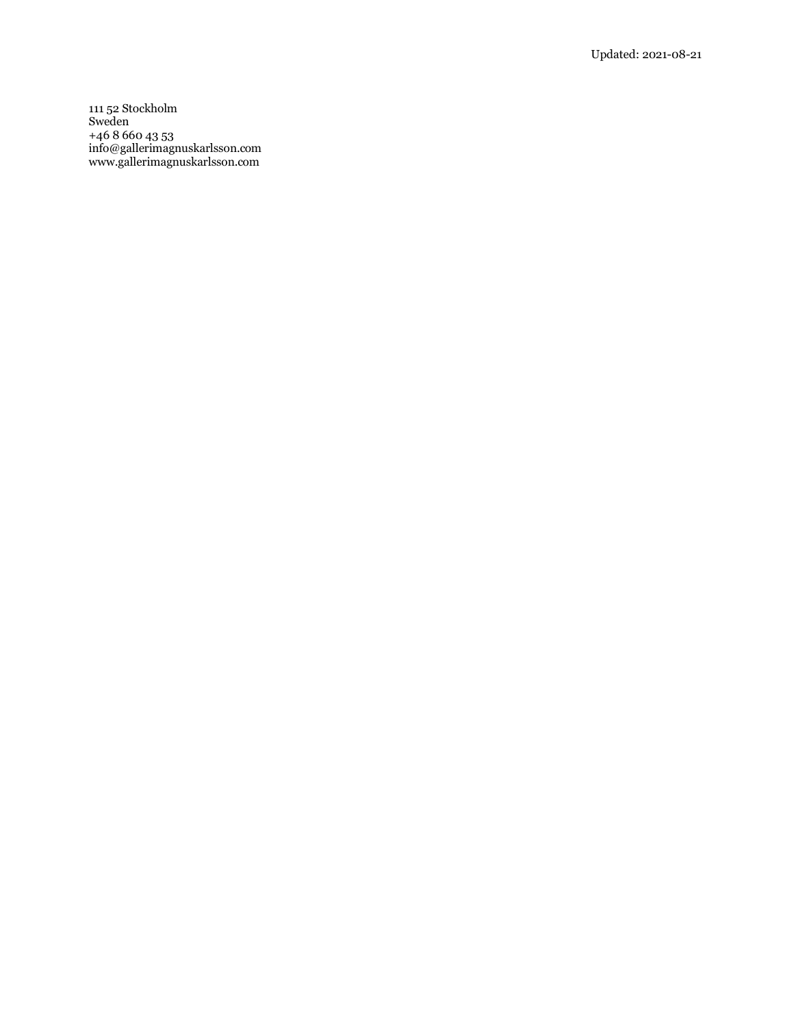Updated: 2021-08-21

111 52 Stockholm
Sweden
+46 8 660 43 53
info@gallerimagnuskarlsson.com
www.gallerimagnuskarlsson.com